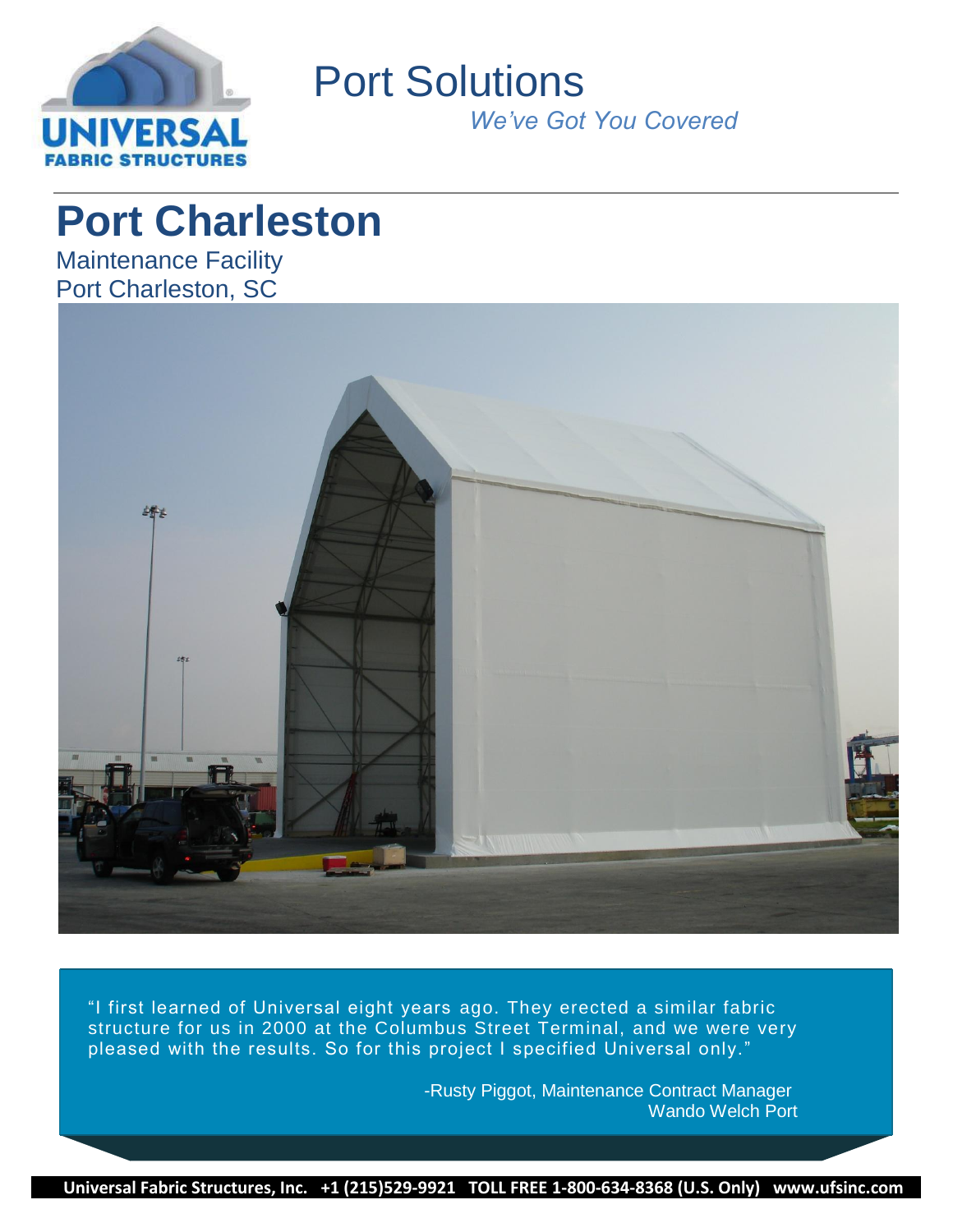# Port Solutions

*We've Got You Covered*

## Port Charleston

Maintenance Facility
Port Charleston, SC

> "I first learned of Universal eight years ago. They erected a similar fabric structure for us in 2000 at the Columbus Street Terminal, and we were very pleased with the results. So for this project I specified Universal only."
>
> -Rusty Piggot, Maintenance Contract Manager
> Wando Welch Port

**Universal Fabric Structures, Inc. +1 (215)529-9921 TOLL FREE 1-800-634-8368 (U.S. Only) www.ufsinc.com**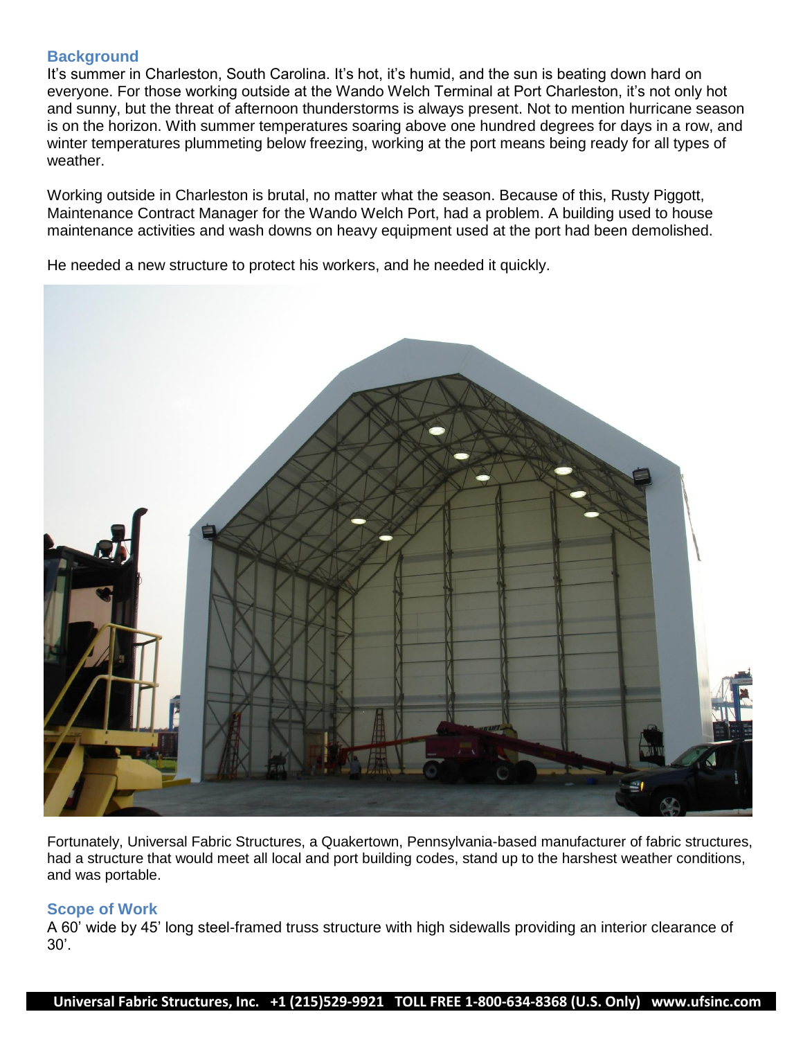## Background

It's summer in Charleston, South Carolina. It's hot, it's humid, and the sun is beating down hard on everyone. For those working outside at the Wando Welch Terminal at Port Charleston, it's not only hot and sunny, but the threat of afternoon thunderstorms is always present. Not to mention hurricane season is on the horizon. With summer temperatures soaring above one hundred degrees for days in a row, and winter temperatures plummeting below freezing, working at the port means being ready for all types of weather.

Working outside in Charleston is brutal, no matter what the season. Because of this, Rusty Piggott, Maintenance Contract Manager for the Wando Welch Port, had a problem. A building used to house maintenance activities and wash downs on heavy equipment used at the port had been demolished.

He needed a new structure to protect his workers, and he needed it quickly.

Fortunately, Universal Fabric Structures, a Quakertown, Pennsylvania-based manufacturer of fabric structures, had a structure that would meet all local and port building codes, stand up to the harshest weather conditions, and was portable.

## Scope of Work

A 60' wide by 45' long steel-framed truss structure with high sidewalls providing an interior clearance of 30'.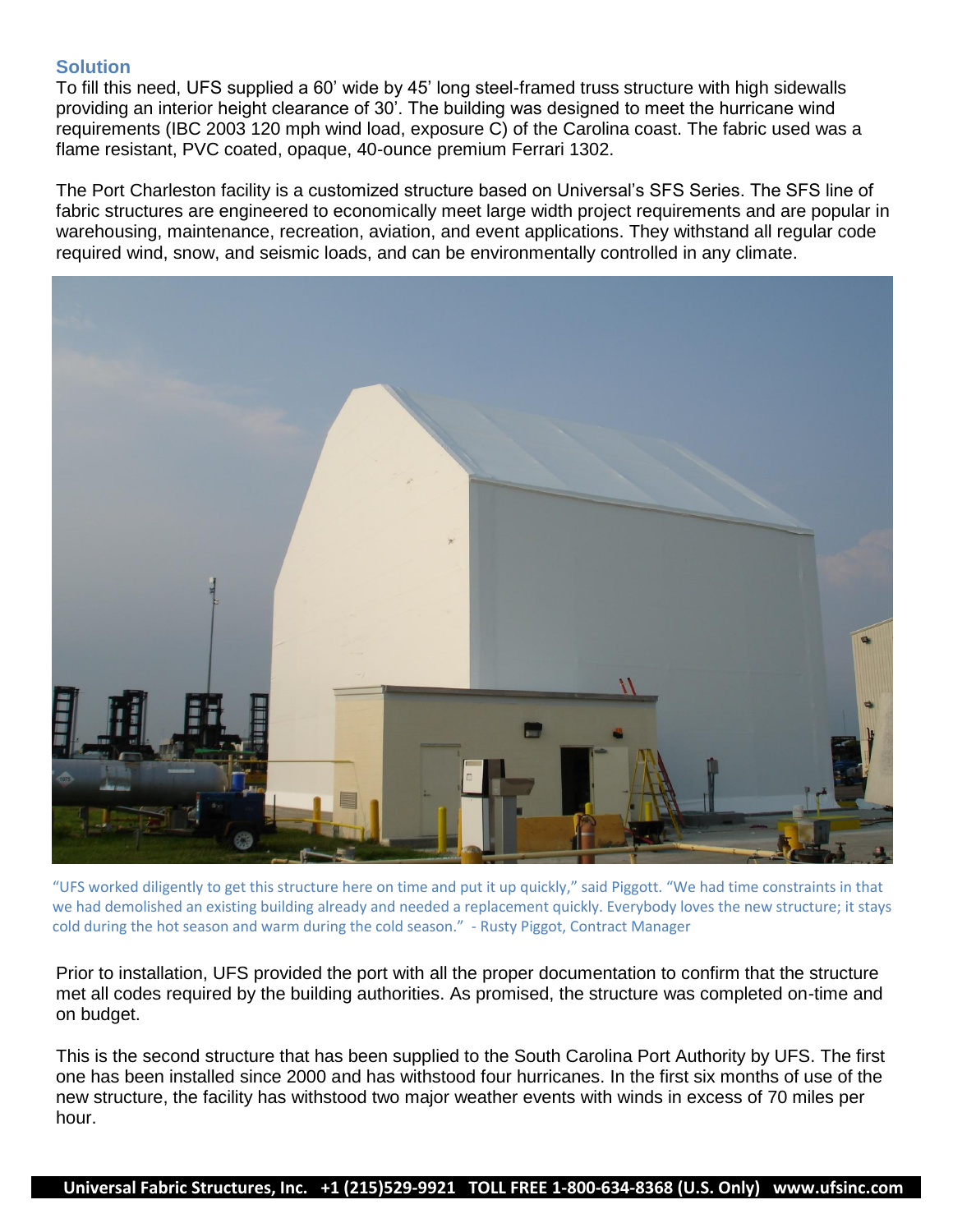## Solution

To fill this need, UFS supplied a 60' wide by 45' long steel-framed truss structure with high sidewalls providing an interior height clearance of 30'. The building was designed to meet the hurricane wind requirements (IBC 2003 120 mph wind load, exposure C) of the Carolina coast. The fabric used was a flame resistant, PVC coated, opaque, 40-ounce premium Ferrari 1302.

The Port Charleston facility is a customized structure based on Universal's SFS Series. The SFS line of fabric structures are engineered to economically meet large width project requirements and are popular in warehousing, maintenance, recreation, aviation, and event applications. They withstand all regular code required wind, snow, and seismic loads, and can be environmentally controlled in any climate.

"UFS worked diligently to get this structure here on time and put it up quickly," said Piggott. "We had time constraints in that we had demolished an existing building already and needed a replacement quickly. Everybody loves the new structure; it stays cold during the hot season and warm during the cold season." - Rusty Piggot, Contract Manager

Prior to installation, UFS provided the port with all the proper documentation to confirm that the structure met all codes required by the building authorities. As promised, the structure was completed on-time and on budget.

This is the second structure that has been supplied to the South Carolina Port Authority by UFS. The first one has been installed since 2000 and has withstood four hurricanes. In the first six months of use of the new structure, the facility has withstood two major weather events with winds in excess of 70 miles per hour.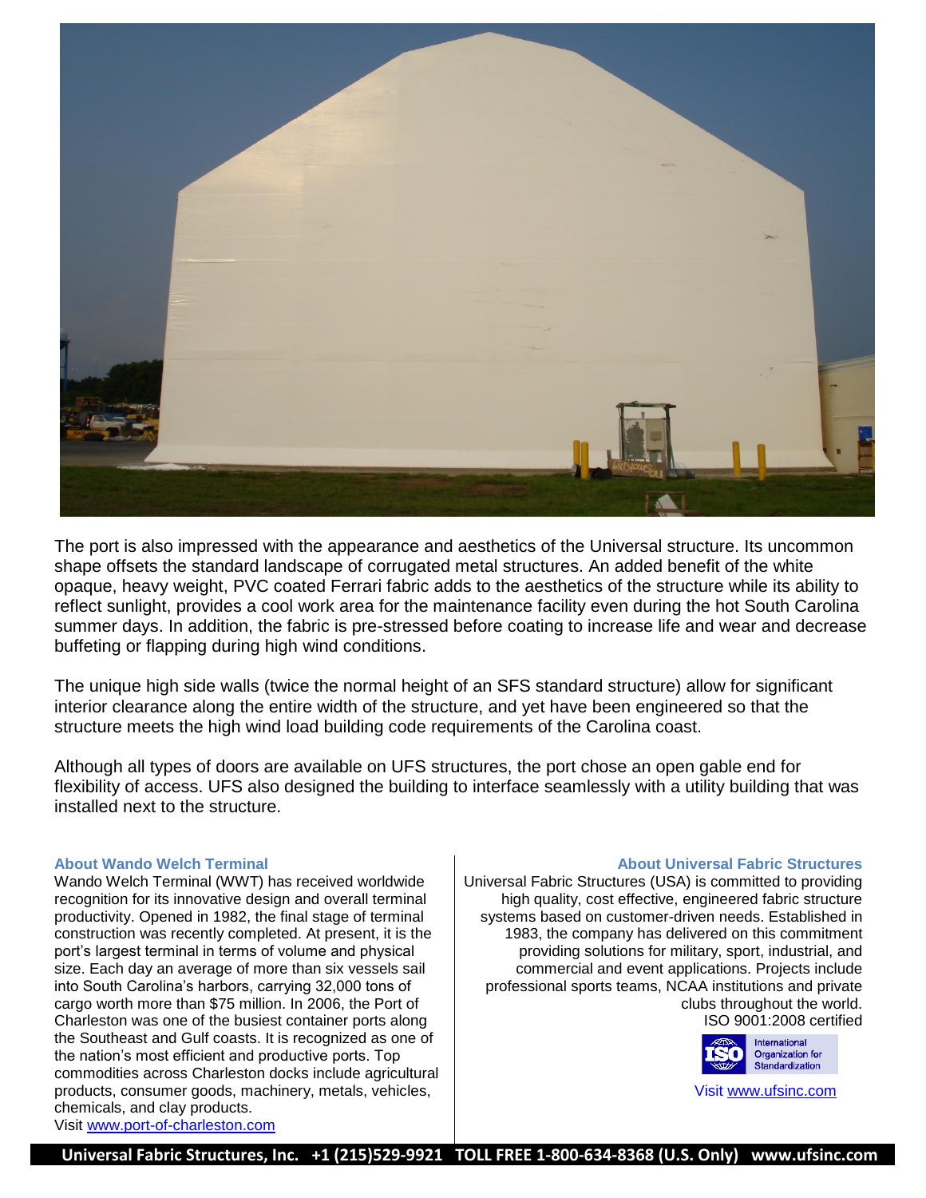The port is also impressed with the appearance and aesthetics of the Universal structure. Its uncommon shape offsets the standard landscape of corrugated metal structures. An added benefit of the white opaque, heavy weight, PVC coated Ferrari fabric adds to the aesthetics of the structure while its ability to reflect sunlight, provides a cool work area for the maintenance facility even during the hot South Carolina summer days. In addition, the fabric is pre-stressed before coating to increase life and wear and decrease buffeting or flapping during high wind conditions.

The unique high side walls (twice the normal height of an SFS standard structure) allow for significant interior clearance along the entire width of the structure, and yet have been engineered so that the structure meets the high wind load building code requirements of the Carolina coast.

Although all types of doors are available on UFS structures, the port chose an open gable end for flexibility of access. UFS also designed the building to interface seamlessly with a utility building that was installed next to the structure.

### About Wando Welch Terminal

Wando Welch Terminal (WWT) has received worldwide recognition for its innovative design and overall terminal productivity. Opened in 1982, the final stage of terminal construction was recently completed. At present, it is the port's largest terminal in terms of volume and physical size. Each day an average of more than six vessels sail into South Carolina's harbors, carrying 32,000 tons of cargo worth more than $75 million. In 2006, the Port of Charleston was one of the busiest container ports along the Southeast and Gulf coasts. It is recognized as one of the nation's most efficient and productive ports. Top commodities across Charleston docks include agricultural products, consumer goods, machinery, metals, vehicles, chemicals, and clay products.
Visit www.port-of-charleston.com

### About Universal Fabric Structures

Universal Fabric Structures (USA) is committed to providing high quality, cost effective, engineered fabric structure systems based on customer-driven needs. Established in 1983, the company has delivered on this commitment providing solutions for military, sport, industrial, and commercial and event applications. Projects include professional sports teams, NCAA institutions and private clubs throughout the world.
ISO 9001:2008 certified

ISO International Organization for Standardization

Visit www.ufsinc.com

**Universal Fabric Structures, Inc. +1 (215)529-9921 TOLL FREE 1-800-634-8368 (U.S. Only) www.ufsinc.com**